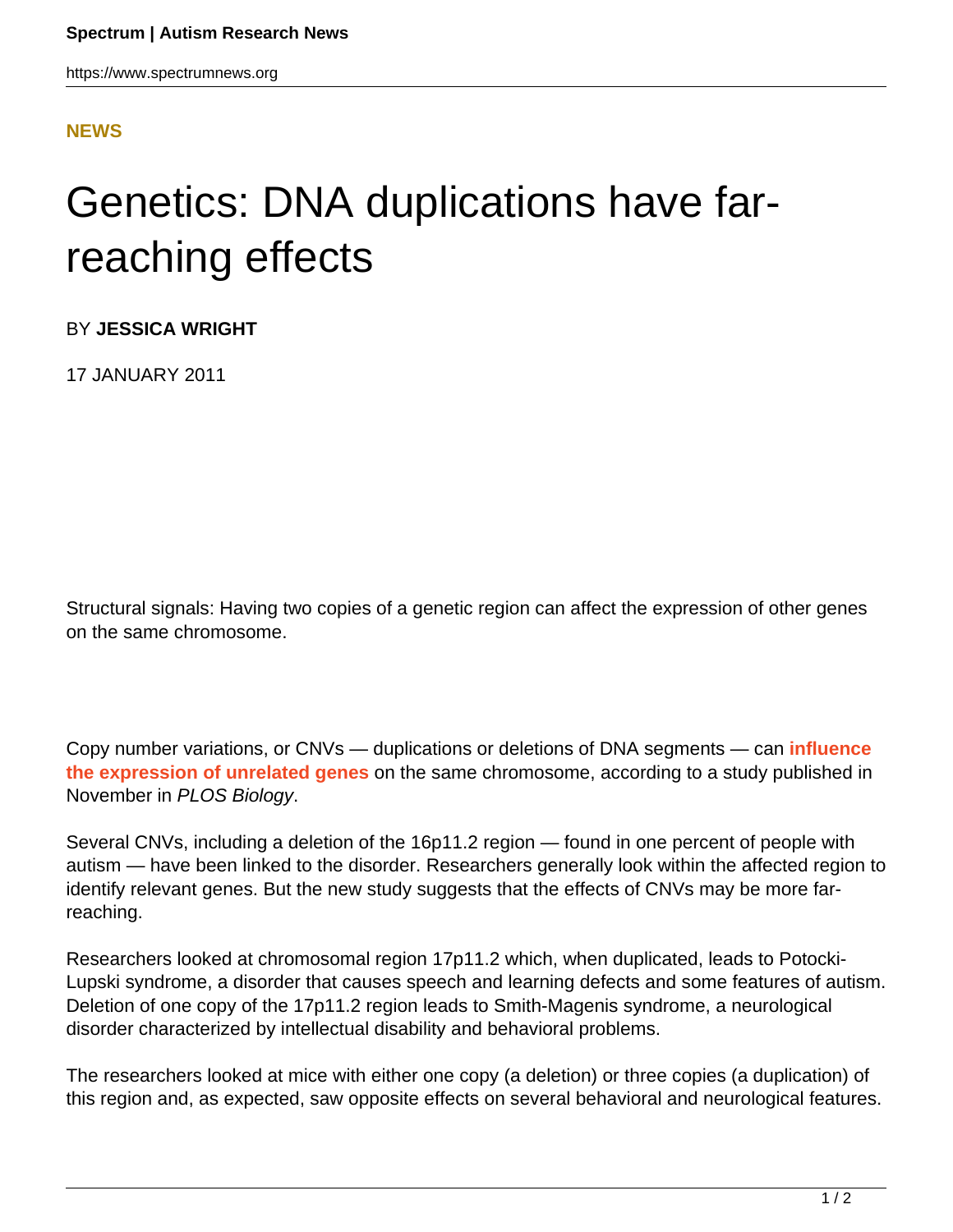**NEWS**

# Genetics: DNA duplications have far-reaching effects

BY **JESSICA WRIGHT**

17 JANUARY 2011

Structural signals: Having two copies of a genetic region can affect the expression of other genes on the same chromosome.

Copy number variations, or CNVs — duplications or deletions of DNA segments — can **influence the expression of unrelated genes** on the same chromosome, according to a study published in November in *PLOS Biology*.

Several CNVs, including a deletion of the 16p11.2 region — found in one percent of people with autism — have been linked to the disorder. Researchers generally look within the affected region to identify relevant genes. But the new study suggests that the effects of CNVs may be more far-reaching.

Researchers looked at chromosomal region 17p11.2 which, when duplicated, leads to Potocki-Lupski syndrome, a disorder that causes speech and learning defects and some features of autism. Deletion of one copy of the 17p11.2 region leads to Smith-Magenis syndrome, a neurological disorder characterized by intellectual disability and behavioral problems.

The researchers looked at mice with either one copy (a deletion) or three copies (a duplication) of this region and, as expected, saw opposite effects on several behavioral and neurological features.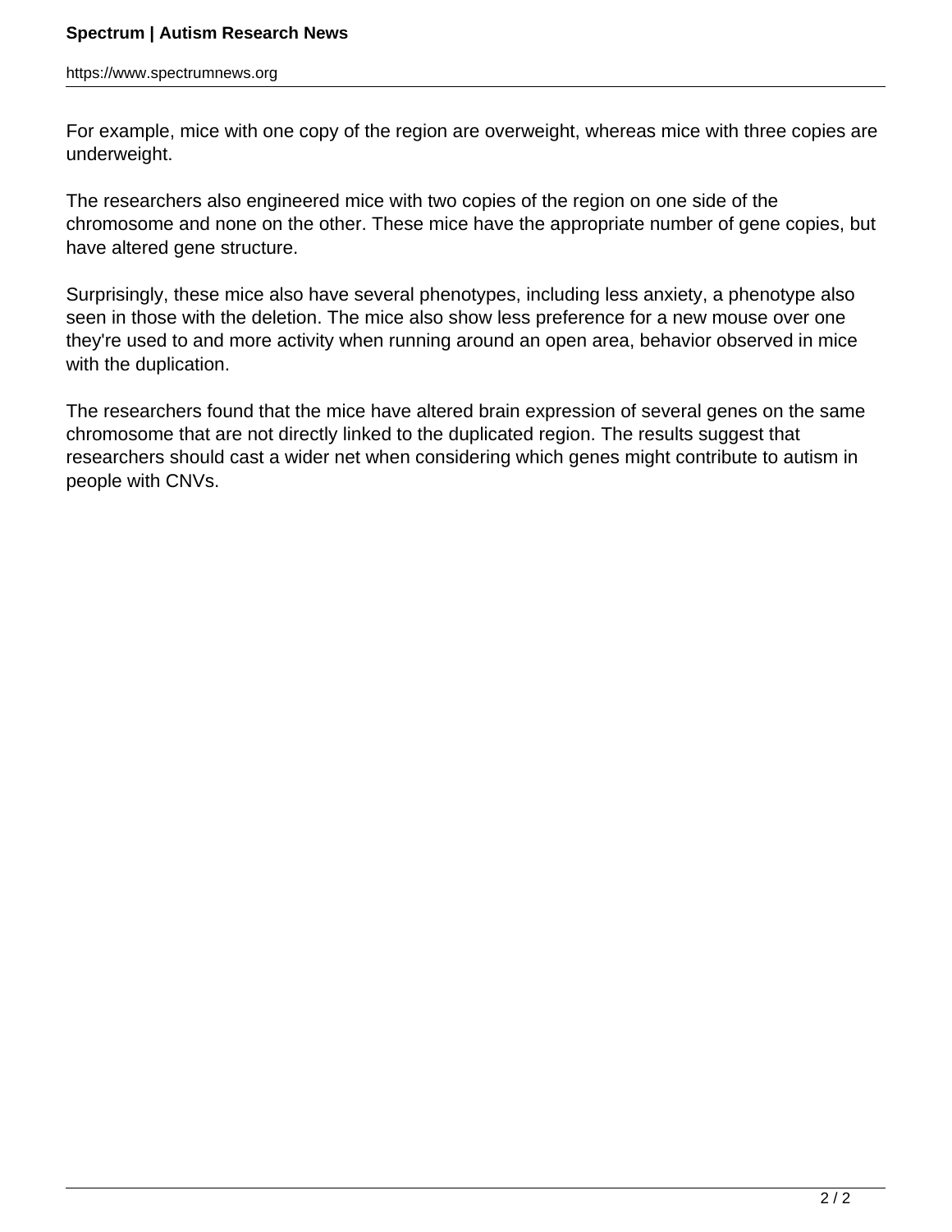For example, mice with one copy of the region are overweight, whereas mice with three copies are underweight.

The researchers also engineered mice with two copies of the region on one side of the chromosome and none on the other. These mice have the appropriate number of gene copies, but have altered gene structure.

Surprisingly, these mice also have several phenotypes, including less anxiety, a phenotype also seen in those with the deletion. The mice also show less preference for a new mouse over one they're used to and more activity when running around an open area, behavior observed in mice with the duplication.

The researchers found that the mice have altered brain expression of several genes on the same chromosome that are not directly linked to the duplicated region. The results suggest that researchers should cast a wider net when considering which genes might contribute to autism in people with CNVs.